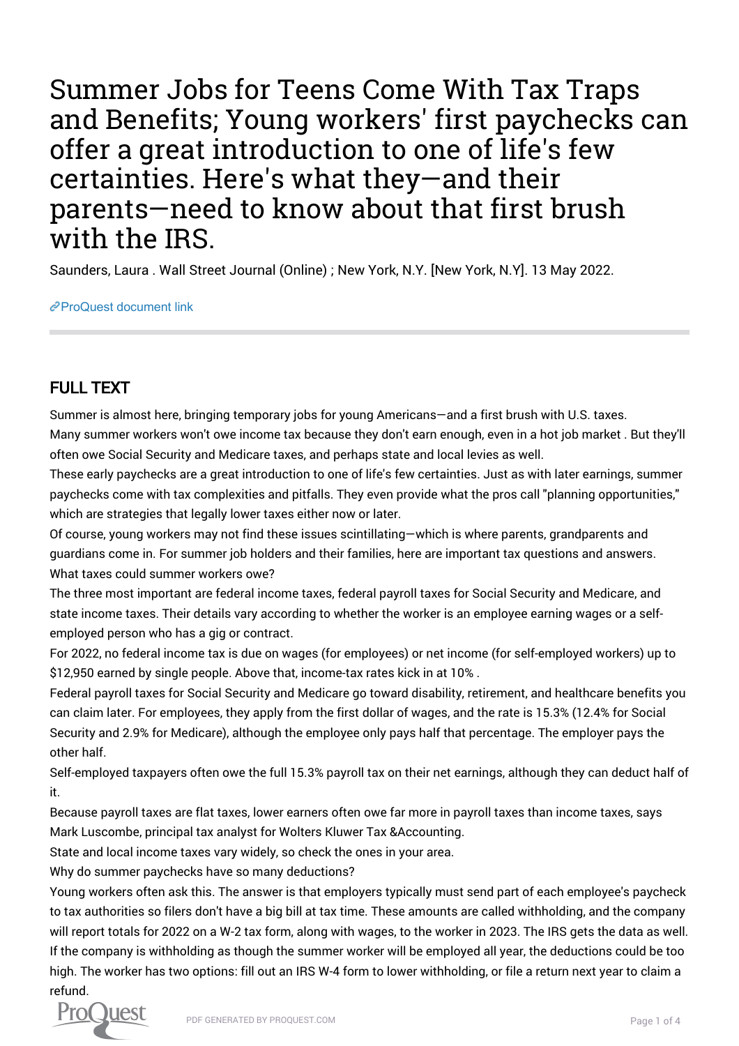# Summer Jobs for Teens Come With Tax Traps and Benefits; Young workers' first paychecks can offer a great introduction to one of life's few certainties. Here's what they—and their parents—need to know about that first brush with the IRS.

Saunders, Laura . Wall Street Journal (Online) ; New York, N.Y. [New York, N.Y]. 13 May 2022.

ProQuest document link

## FULL TEXT

Summer is almost here, bringing temporary jobs for young Americans—and a first brush with U.S. taxes.

Many summer workers won't owe income tax because they don't earn enough, even in a hot job market . But they'll often owe Social Security and Medicare taxes, and perhaps state and local levies as well.

These early paychecks are a great introduction to one of life's few certainties. Just as with later earnings, summer paychecks come with tax complexities and pitfalls. They even provide what the pros call "planning opportunities," which are strategies that legally lower taxes either now or later.

Of course, young workers may not find these issues scintillating—which is where parents, grandparents and guardians come in. For summer job holders and their families, here are important tax questions and answers.

What taxes could summer workers owe?

The three most important are federal income taxes, federal payroll taxes for Social Security and Medicare, and state income taxes. Their details vary according to whether the worker is an employee earning wages or a self-employed person who has a gig or contract.

For 2022, no federal income tax is due on wages (for employees) or net income (for self-employed workers) up to $12,950 earned by single people. Above that, income-tax rates kick in at 10% .

Federal payroll taxes for Social Security and Medicare go toward disability, retirement, and healthcare benefits you can claim later. For employees, they apply from the first dollar of wages, and the rate is 15.3% (12.4% for Social Security and 2.9% for Medicare), although the employee only pays half that percentage. The employer pays the other half.

Self-employed taxpayers often owe the full 15.3% payroll tax on their net earnings, although they can deduct half of it.

Because payroll taxes are flat taxes, lower earners often owe far more in payroll taxes than income taxes, says Mark Luscombe, principal tax analyst for Wolters Kluwer Tax &Accounting.

State and local income taxes vary widely, so check the ones in your area.

Why do summer paychecks have so many deductions?

Young workers often ask this. The answer is that employers typically must send part of each employee's paycheck to tax authorities so filers don't have a big bill at tax time. These amounts are called withholding, and the company will report totals for 2022 on a W-2 tax form, along with wages, to the worker in 2023. The IRS gets the data as well.

If the company is withholding as though the summer worker will be employed all year, the deductions could be too high. The worker has two options: fill out an IRS W-4 form to lower withholding, or file a return next year to claim a refund.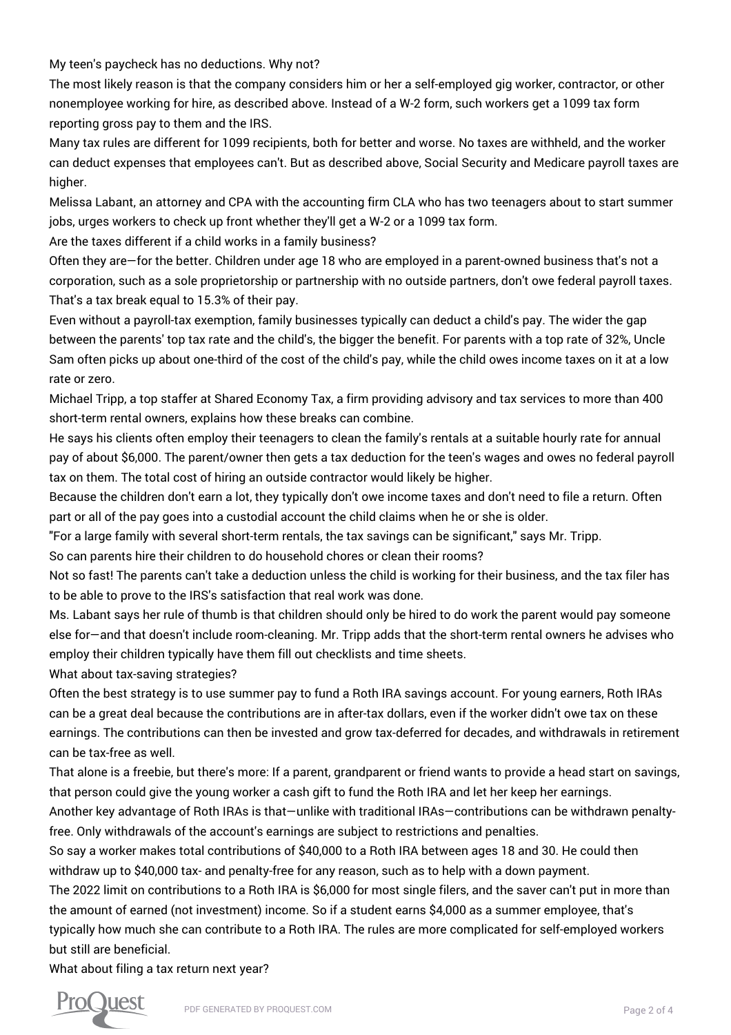My teen's paycheck has no deductions. Why not?

The most likely reason is that the company considers him or her a self-employed gig worker, contractor, or other nonemployee working for hire, as described above. Instead of a W-2 form, such workers get a 1099 tax form reporting gross pay to them and the IRS.

Many tax rules are different for 1099 recipients, both for better and worse. No taxes are withheld, and the worker can deduct expenses that employees can't. But as described above, Social Security and Medicare payroll taxes are higher.

Melissa Labant, an attorney and CPA with the accounting firm CLA who has two teenagers about to start summer jobs, urges workers to check up front whether they'll get a W-2 or a 1099 tax form.

Are the taxes different if a child works in a family business?

Often they are—for the better. Children under age 18 who are employed in a parent-owned business that's not a corporation, such as a sole proprietorship or partnership with no outside partners, don't owe federal payroll taxes. That's a tax break equal to 15.3% of their pay.

Even without a payroll-tax exemption, family businesses typically can deduct a child's pay. The wider the gap between the parents' top tax rate and the child's, the bigger the benefit. For parents with a top rate of 32%, Uncle Sam often picks up about one-third of the cost of the child's pay, while the child owes income taxes on it at a low rate or zero.

Michael Tripp, a top staffer at Shared Economy Tax, a firm providing advisory and tax services to more than 400 short-term rental owners, explains how these breaks can combine.

He says his clients often employ their teenagers to clean the family's rentals at a suitable hourly rate for annual pay of about $6,000. The parent/owner then gets a tax deduction for the teen's wages and owes no federal payroll tax on them. The total cost of hiring an outside contractor would likely be higher.

Because the children don't earn a lot, they typically don't owe income taxes and don't need to file a return. Often part or all of the pay goes into a custodial account the child claims when he or she is older.

"For a large family with several short-term rentals, the tax savings can be significant," says Mr. Tripp.

So can parents hire their children to do household chores or clean their rooms?

Not so fast! The parents can't take a deduction unless the child is working for their business, and the tax filer has to be able to prove to the IRS's satisfaction that real work was done.

Ms. Labant says her rule of thumb is that children should only be hired to do work the parent would pay someone else for—and that doesn't include room-cleaning. Mr. Tripp adds that the short-term rental owners he advises who employ their children typically have them fill out checklists and time sheets.

What about tax-saving strategies?

Often the best strategy is to use summer pay to fund a Roth IRA savings account. For young earners, Roth IRAs can be a great deal because the contributions are in after-tax dollars, even if the worker didn't owe tax on these earnings. The contributions can then be invested and grow tax-deferred for decades, and withdrawals in retirement can be tax-free as well.

That alone is a freebie, but there's more: If a parent, grandparent or friend wants to provide a head start on savings, that person could give the young worker a cash gift to fund the Roth IRA and let her keep her earnings.

Another key advantage of Roth IRAs is that—unlike with traditional IRAs—contributions can be withdrawn penalty-free. Only withdrawals of the account's earnings are subject to restrictions and penalties.

So say a worker makes total contributions of $40,000 to a Roth IRA between ages 18 and 30. He could then withdraw up to $40,000 tax- and penalty-free for any reason, such as to help with a down payment.

The 2022 limit on contributions to a Roth IRA is $6,000 for most single filers, and the saver can't put in more than the amount of earned (not investment) income. So if a student earns $4,000 as a summer employee, that's typically how much she can contribute to a Roth IRA. The rules are more complicated for self-employed workers but still are beneficial.

What about filing a tax return next year?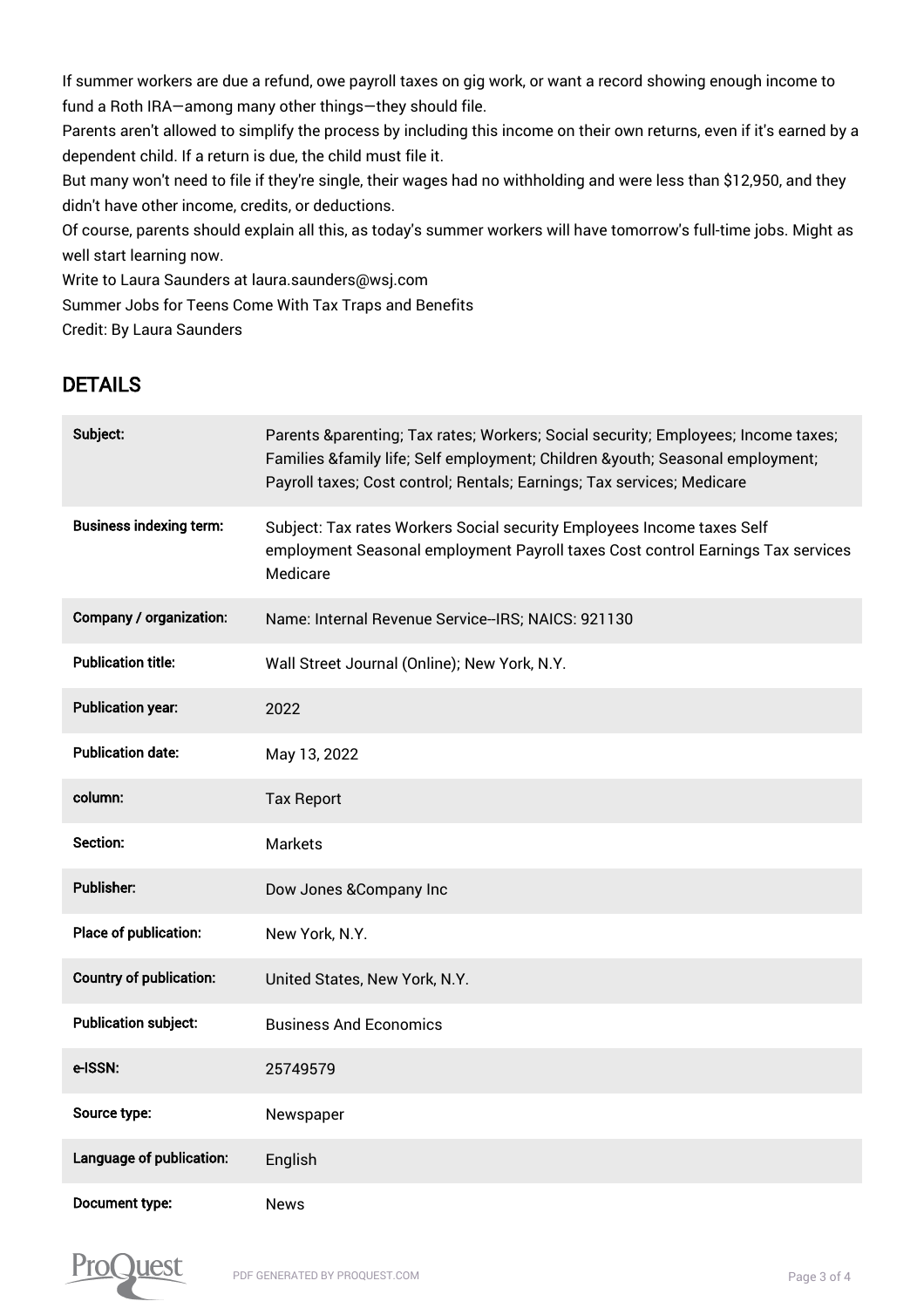If summer workers are due a refund, owe payroll taxes on gig work, or want a record showing enough income to fund a Roth IRA—among many other things—they should file.

Parents aren't allowed to simplify the process by including this income on their own returns, even if it's earned by a dependent child. If a return is due, the child must file it.

But many won't need to file if they're single, their wages had no withholding and were less than $12,950, and they didn't have other income, credits, or deductions.

Of course, parents should explain all this, as today's summer workers will have tomorrow's full-time jobs. Might as well start learning now.

Write to Laura Saunders at laura.saunders@wsj.com

Summer Jobs for Teens Come With Tax Traps and Benefits

Credit: By Laura Saunders

## DETAILS

| | |
|---|---|
| **Subject:** | Parents &parenting; Tax rates; Workers; Social security; Employees; Income taxes; Families &family life; Self employment; Children &youth; Seasonal employment; Payroll taxes; Cost control; Rentals; Earnings; Tax services; Medicare |
| **Business indexing term:** | Subject: Tax rates Workers Social security Employees Income taxes Self employment Seasonal employment Payroll taxes Cost control Earnings Tax services Medicare |
| **Company / organization:** | Name: Internal Revenue Service--IRS; NAICS: 921130 |
| **Publication title:** | Wall Street Journal (Online); New York, N.Y. |
| **Publication year:** | 2022 |
| **Publication date:** | May 13, 2022 |
| **column:** | Tax Report |
| **Section:** | Markets |
| **Publisher:** | Dow Jones &Company Inc |
| **Place of publication:** | New York, N.Y. |
| **Country of publication:** | United States, New York, N.Y. |
| **Publication subject:** | Business And Economics |
| **e-ISSN:** | 25749579 |
| **Source type:** | Newspaper |
| **Language of publication:** | English |
| **Document type:** | News |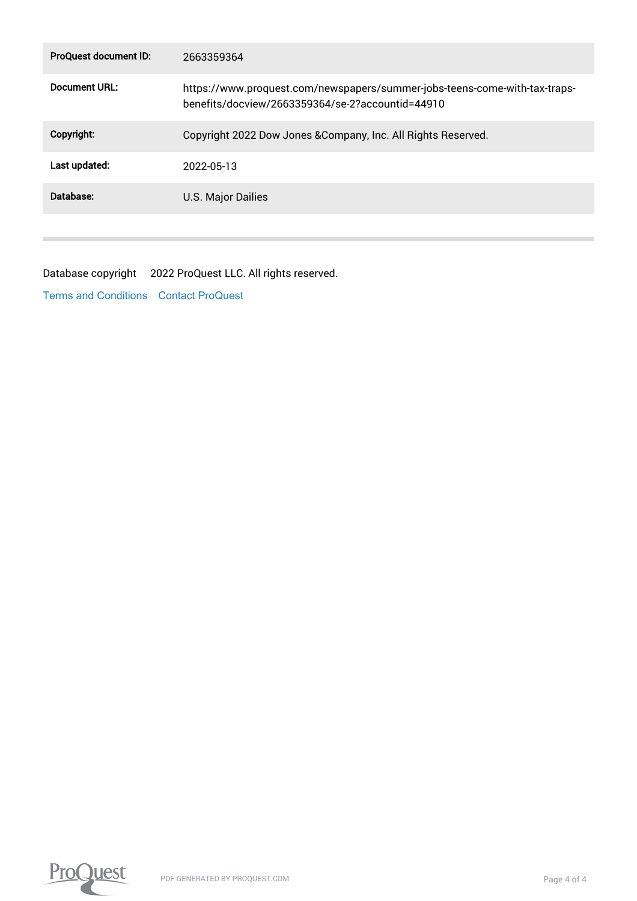| | |
|---|---|
| **ProQuest document ID:** | 2663359364 |
| **Document URL:** | https://www.proquest.com/newspapers/summer-jobs-teens-come-with-tax-traps-benefits/docview/2663359364/se-2?accountid=44910 |
| **Copyright:** | Copyright 2022 Dow Jones &Company, Inc. All Rights Reserved. |
| **Last updated:** | 2022-05-13 |
| **Database:** | U.S. Major Dailies |

Database copyright 2022 ProQuest LLC. All rights reserved.

Terms and Conditions Contact ProQuest